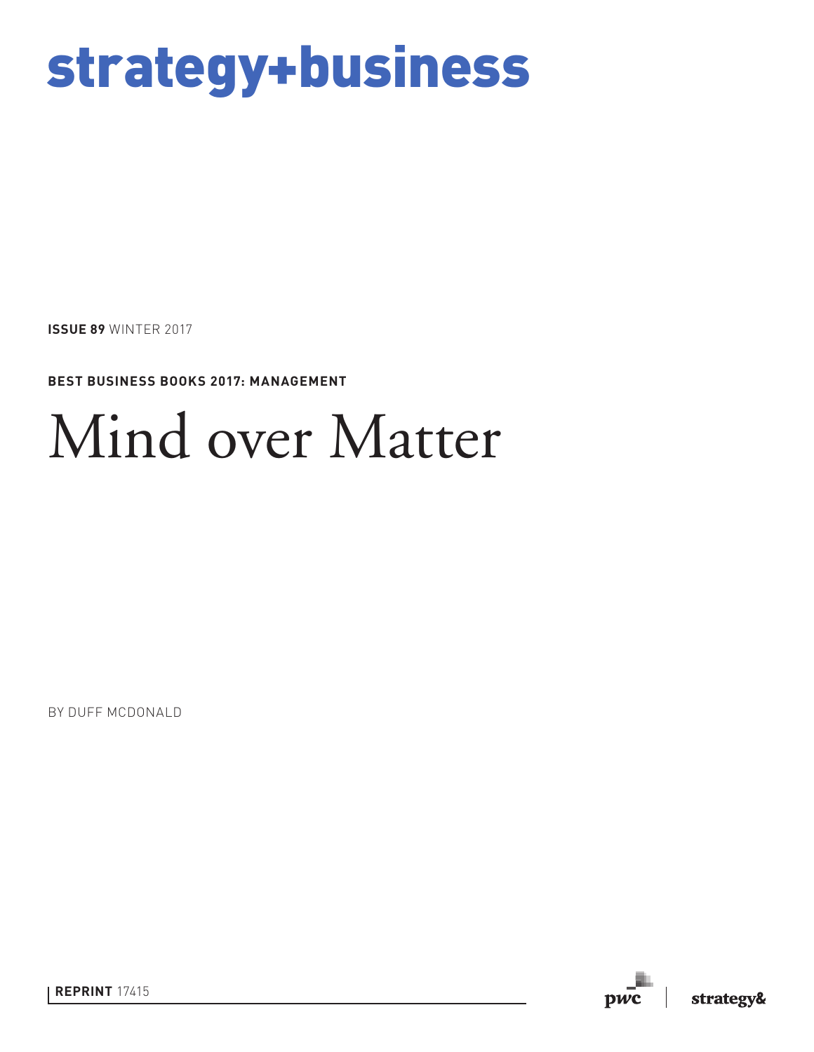# strategy+business

**ISSUE 89** WINTER 2017

**BEST BUSINESS BOOKS 2017: MANAGEMENT**

# Mind over Matter

BY DUFF MCDONALD

**REPRINT** 17415

pwc | strategy&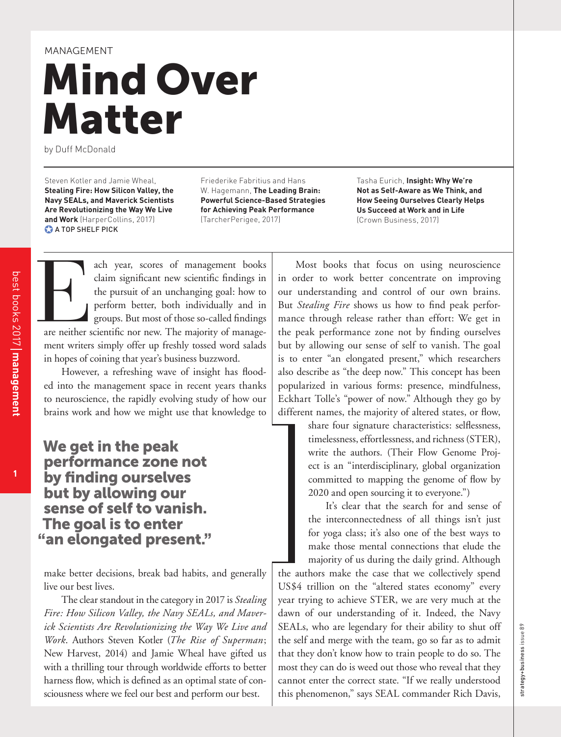MANAGEMENT

# Mind Over Matter

by Duff McDonald

Steven Kotler and Jamie Wheal, **Stealing Fire: How Silicon Valley, the Navy SEALs, and Maverick Scientists Are Revolutionizing the Way We Live and Work** (HarperCollins, 2017)
A TOP SHELF PICK

Friederike Fabritius and Hans W. Hagemann, **The Leading Brain: Powerful Science-Based Strategies for Achieving Peak Performance** (TarcherPerigee, 2017)

Tasha Eurich, **Insight: Why We're Not as Self-Aware as We Think, and How Seeing Ourselves Clearly Helps Us Succeed at Work and in Life** (Crown Business, 2017)

Each year, scores of management books claim significant new scientific findings in the pursuit of an unchanging goal: how to perform better, both individually and in groups. But most of those so-called findings are neither scientific nor new. The majority of management writers simply offer up freshly tossed word salads in hopes of coining that year's business buzzword.

However, a refreshing wave of insight has flooded into the management space in recent years thanks to neuroscience, the rapidly evolving study of how our brains work and how we might use that knowledge to make better decisions, break bad habits, and generally live our best lives.

> **We get in the peak performance zone not by finding ourselves but by allowing our sense of self to vanish. The goal is to enter "an elongated present."**

The clear standout in the category in 2017 is *Stealing Fire: How Silicon Valley, the Navy SEALs, and Maverick Scientists Are Revolutionizing the Way We Live and Work*. Authors Steven Kotler (*The Rise of Superman*; New Harvest, 2014) and Jamie Wheal have gifted us with a thrilling tour through worldwide efforts to better harness flow, which is defined as an optimal state of consciousness where we feel our best and perform our best.

Most books that focus on using neuroscience in order to work better concentrate on improving our understanding and control of our own brains. But *Stealing Fire* shows us how to find peak performance through release rather than effort: We get in the peak performance zone not by finding ourselves but by allowing our sense of self to vanish. The goal is to enter "an elongated present," which researchers also describe as "the deep now." This concept has been popularized in various forms: presence, mindfulness, Eckhart Tolle's "power of now." Although they go by different names, the majority of altered states, or flow, share four signature characteristics: selflessness, timelessness, effortlessness, and richness (STER), write the authors. (Their Flow Genome Project is an "interdisciplinary, global organization committed to mapping the genome of flow by 2020 and open sourcing it to everyone.")

It's clear that the search for and sense of the interconnectedness of all things isn't just for yoga class; it's also one of the best ways to make those mental connections that elude the majority of us during the daily grind. Although the authors make the case that we collectively spend US$4 trillion on the "altered states economy" every year trying to achieve STER, we are very much at the dawn of our understanding of it. Indeed, the Navy SEALs, who are legendary for their ability to shut off the self and merge with the team, go so far as to admit that they don't know how to train people to do so. The most they can do is weed out those who reveal that they cannot enter the correct state. "If we really understood this phenomenon," says SEAL commander Rich Davis,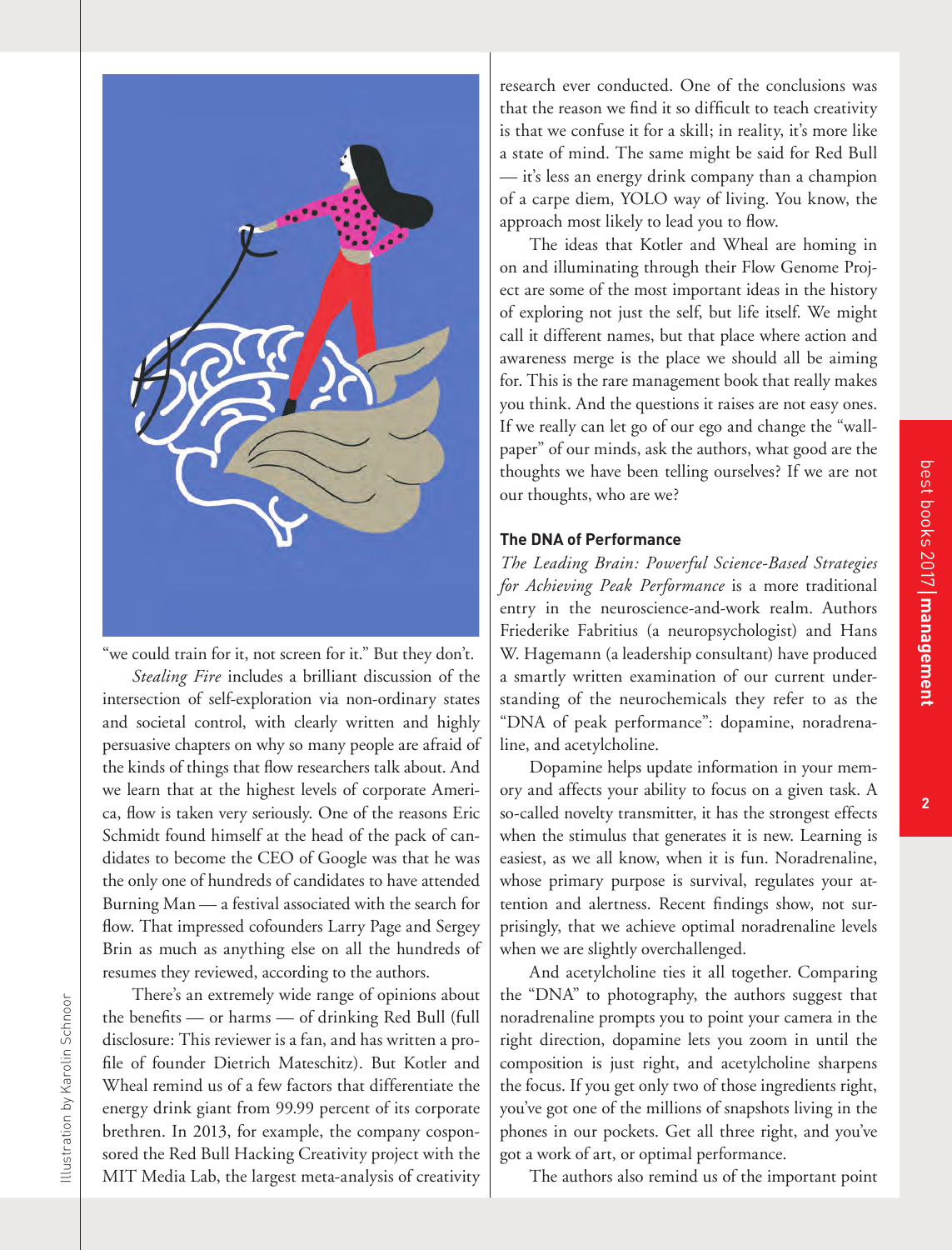"we could train for it, not screen for it." But they don't.

*Stealing Fire* includes a brilliant discussion of the intersection of self-exploration via non-ordinary states and societal control, with clearly written and highly persuasive chapters on why so many people are afraid of the kinds of things that flow researchers talk about. And we learn that at the highest levels of corporate America, flow is taken very seriously. One of the reasons Eric Schmidt found himself at the head of the pack of candidates to become the CEO of Google was that he was the only one of hundreds of candidates to have attended Burning Man — a festival associated with the search for flow. That impressed cofounders Larry Page and Sergey Brin as much as anything else on all the hundreds of resumes they reviewed, according to the authors.

There's an extremely wide range of opinions about the benefits — or harms — of drinking Red Bull (full disclosure: This reviewer is a fan, and has written a profile of founder Dietrich Mateschitz). But Kotler and Wheal remind us of a few factors that differentiate the energy drink giant from 99.99 percent of its corporate brethren. In 2013, for example, the company cosponsored the Red Bull Hacking Creativity project with the MIT Media Lab, the largest meta-analysis of creativity research ever conducted. One of the conclusions was that the reason we find it so difficult to teach creativity is that we confuse it for a skill; in reality, it's more like a state of mind. The same might be said for Red Bull — it's less an energy drink company than a champion of a carpe diem, YOLO way of living. You know, the approach most likely to lead you to flow.

The ideas that Kotler and Wheal are homing in on and illuminating through their Flow Genome Project are some of the most important ideas in the history of exploring not just the self, but life itself. We might call it different names, but that place where action and awareness merge is the place we should all be aiming for. This is the rare management book that really makes you think. And the questions it raises are not easy ones. If we really can let go of our ego and change the "wallpaper" of our minds, ask the authors, what good are the thoughts we have been telling ourselves? If we are not our thoughts, who are we?

### The DNA of Performance

*The Leading Brain: Powerful Science-Based Strategies for Achieving Peak Performance* is a more traditional entry in the neuroscience-and-work realm. Authors Friederike Fabritius (a neuropsychologist) and Hans W. Hagemann (a leadership consultant) have produced a smartly written examination of our current understanding of the neurochemicals they refer to as the "DNA of peak performance": dopamine, noradrenaline, and acetylcholine.

Dopamine helps update information in your memory and affects your ability to focus on a given task. A so-called novelty transmitter, it has the strongest effects when the stimulus that generates it is new. Learning is easiest, as we all know, when it is fun. Noradrenaline, whose primary purpose is survival, regulates your attention and alertness. Recent findings show, not surprisingly, that we achieve optimal noradrenaline levels when we are slightly overchallenged.

And acetylcholine ties it all together. Comparing the "DNA" to photography, the authors suggest that noradrenaline prompts you to point your camera in the right direction, dopamine lets you zoom in until the composition is just right, and acetylcholine sharpens the focus. If you get only two of those ingredients right, you've got one of the millions of snapshots living in the phones in our pockets. Get all three right, and you've got a work of art, or optimal performance.

The authors also remind us of the important point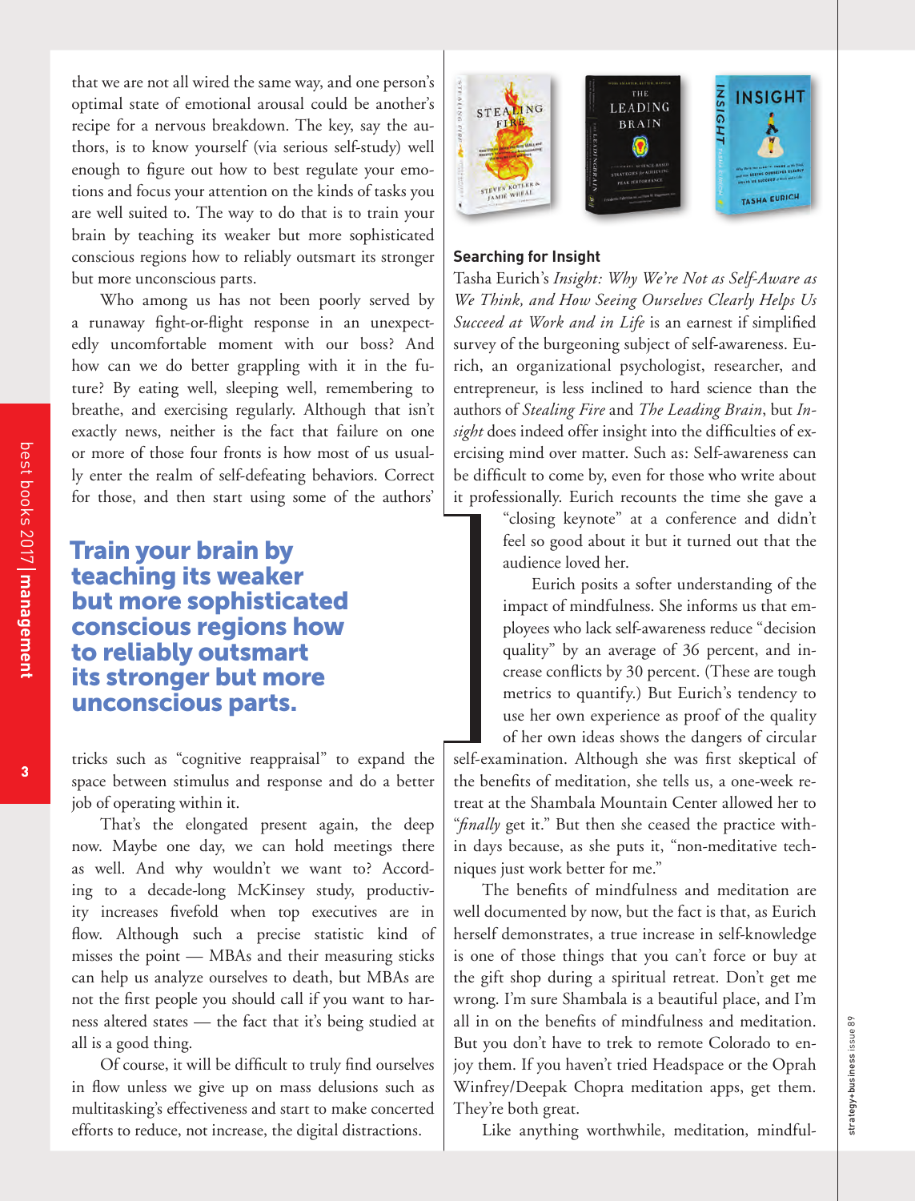that we are not all wired the same way, and one person's optimal state of emotional arousal could be another's recipe for a nervous breakdown. The key, say the authors, is to know yourself (via serious self-study) well enough to figure out how to best regulate your emotions and focus your attention on the kinds of tasks you are well suited to. The way to do that is to train your brain by teaching its weaker but more sophisticated conscious regions how to reliably outsmart its stronger but more unconscious parts.

Who among us has not been poorly served by a runaway fight-or-flight response in an unexpectedly uncomfortable moment with our boss? And how can we do better grappling with it in the future? By eating well, sleeping well, remembering to breathe, and exercising regularly. Although that isn't exactly news, neither is the fact that failure on one or more of those four fronts is how most of us usually enter the realm of self-defeating behaviors. Correct for those, and then start using some of the authors' tricks such as "cognitive reappraisal" to expand the space between stimulus and response and do a better job of operating within it.

**Train your brain by teaching its weaker but more sophisticated conscious regions how to reliably outsmart its stronger but more unconscious parts.**

That's the elongated present again, the deep now. Maybe one day, we can hold meetings there as well. And why wouldn't we want to? According to a decade-long McKinsey study, productivity increases fivefold when top executives are in flow. Although such a precise statistic kind of misses the point — MBAs and their measuring sticks can help us analyze ourselves to death, but MBAs are not the first people you should call if you want to harness altered states — the fact that it's being studied at all is a good thing.

Of course, it will be difficult to truly find ourselves in flow unless we give up on mass delusions such as multitasking's effectiveness and start to make concerted efforts to reduce, not increase, the digital distractions.

### Searching for Insight

Tasha Eurich's *Insight: Why We're Not as Self-Aware as We Think, and How Seeing Ourselves Clearly Helps Us Succeed at Work and in Life* is an earnest if simplified survey of the burgeoning subject of self-awareness. Eurich, an organizational psychologist, researcher, and entrepreneur, is less inclined to hard science than the authors of *Stealing Fire* and *The Leading Brain*, but *Insight* does indeed offer insight into the difficulties of exercising mind over matter. Such as: Self-awareness can be difficult to come by, even for those who write about it professionally. Eurich recounts the time she gave a "closing keynote" at a conference and didn't feel so good about it but it turned out that the audience loved her.

Eurich posits a softer understanding of the impact of mindfulness. She informs us that employees who lack self-awareness reduce "decision quality" by an average of 36 percent, and increase conflicts by 30 percent. (These are tough metrics to quantify.) But Eurich's tendency to use her own experience as proof of the quality of her own ideas shows the dangers of circular self-examination. Although she was first skeptical of the benefits of meditation, she tells us, a one-week retreat at the Shambala Mountain Center allowed her to "*finally* get it." But then she ceased the practice within days because, as she puts it, "non-meditative techniques just work better for me."

The benefits of mindfulness and meditation are well documented by now, but the fact is that, as Eurich herself demonstrates, a true increase in self-knowledge is one of those things that you can't force or buy at the gift shop during a spiritual retreat. Don't get me wrong. I'm sure Shambala is a beautiful place, and I'm all in on the benefits of mindfulness and meditation. But you don't have to trek to remote Colorado to enjoy them. If you haven't tried Headspace or the Oprah Winfrey/Deepak Chopra meditation apps, get them. They're both great.

Like anything worthwhile, meditation, mindful-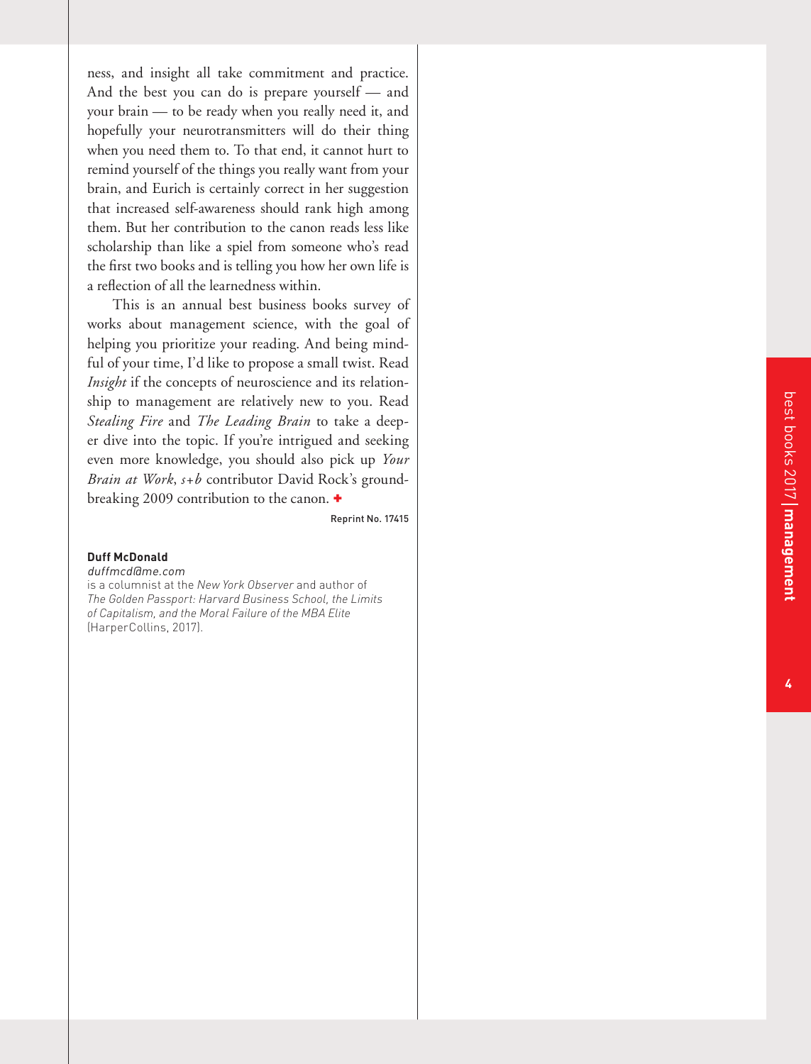ness, and insight all take commitment and practice. And the best you can do is prepare yourself — and your brain — to be ready when you really need it, and hopefully your neurotransmitters will do their thing when you need them to. To that end, it cannot hurt to remind yourself of the things you really want from your brain, and Eurich is certainly correct in her suggestion that increased self-awareness should rank high among them. But her contribution to the canon reads less like scholarship than like a spiel from someone who's read the first two books and is telling you how her own life is a reflection of all the learnedness within.

This is an annual best business books survey of works about management science, with the goal of helping you prioritize your reading. And being mindful of your time, I'd like to propose a small twist. Read *Insight* if the concepts of neuroscience and its relationship to management are relatively new to you. Read *Stealing Fire* and *The Leading Brain* to take a deeper dive into the topic. If you're intrigued and seeking even more knowledge, you should also pick up *Your Brain at Work*, *s+b* contributor David Rock's groundbreaking 2009 contribution to the canon. +

Reprint No. 17415

**Duff McDonald**
*duffmcd@me.com*
is a columnist at the *New York Observer* and author of *The Golden Passport: Harvard Business School, the Limits of Capitalism, and the Moral Failure of the MBA Elite* (HarperCollins, 2017).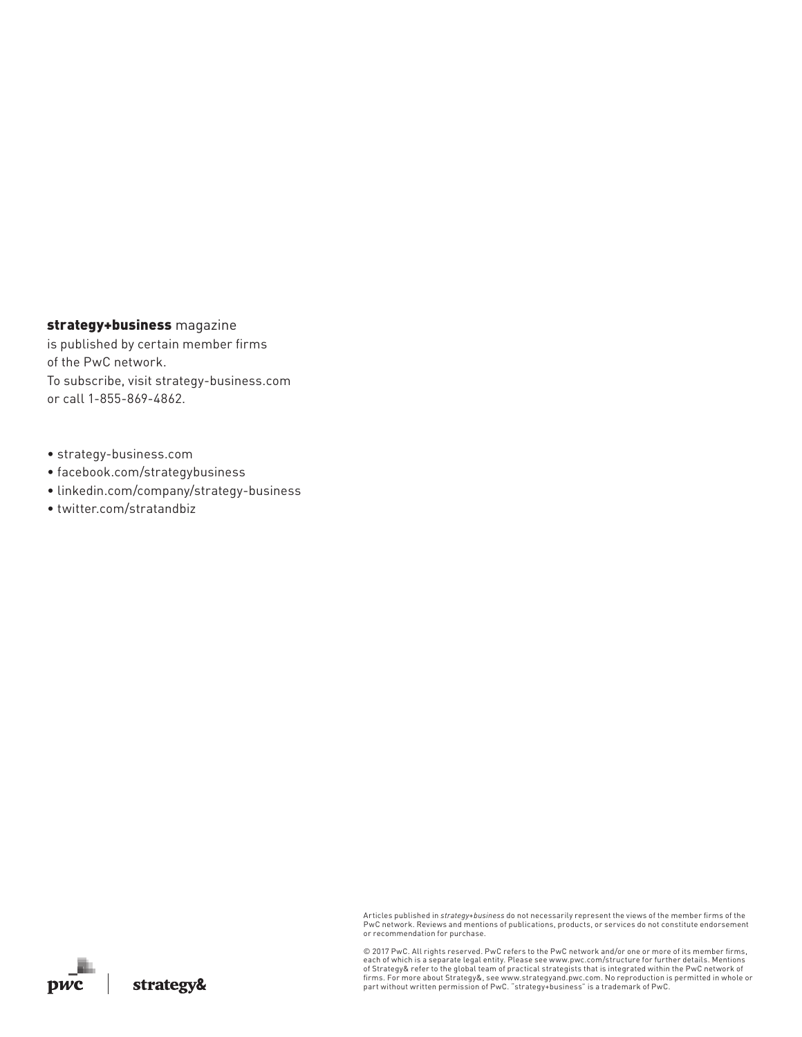**strategy+business** magazine
is published by certain member firms
of the PwC network.
To subscribe, visit strategy-business.com
or call 1-855-869-4862.

- strategy-business.com
- facebook.com/strategybusiness
- linkedin.com/company/strategy-business
- twitter.com/stratandbiz

Articles published in *strategy+business* do not necessarily represent the views of the member firms of the PwC network. Reviews and mentions of publications, products, or services do not constitute endorsement or recommendation for purchase.

© 2017 PwC. All rights reserved. PwC refers to the PwC network and/or one or more of its member firms, each of which is a separate legal entity. Please see www.pwc.com/structure for further details. Mentions of Strategy& refer to the global team of practical strategists that is integrated within the PwC network of firms. For more about Strategy&, see www.strategyand.pwc.com. No reproduction is permitted in whole or part without written permission of PwC. "strategy+business" is a trademark of PwC.

pwc | strategy&